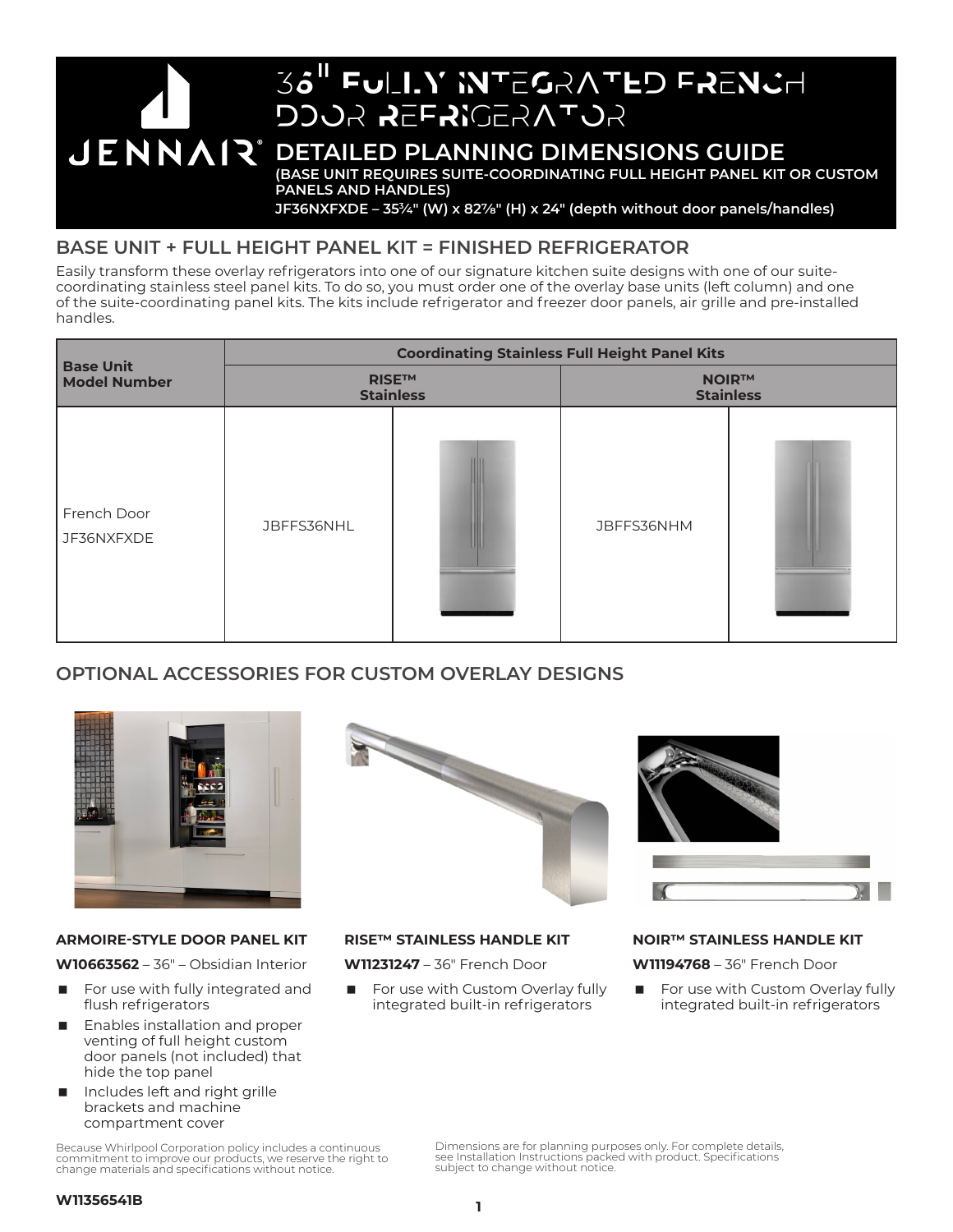# 36" FULLY INTEGRATED FRENCH DOOR REFRIGERATOR

## DETAILED PLANNING DIMENSIONS GUIDE

**(BASE UNIT REQUIRES SUITE-COORDINATING FULL HEIGHT PANEL KIT OR CUSTOM PANELS AND HANDLES)**

**JF36NXFXDE – 35¾" (W) x 82⅞" (H) x 24" (depth without door panels/handles)**

## BASE UNIT + FULL HEIGHT PANEL KIT = FINISHED REFRIGERATOR

Easily transform these overlay refrigerators into one of our signature kitchen suite designs with one of our suite-coordinating stainless steel panel kits. To do so, you must order one of the overlay base units (left column) and one of the suite-coordinating panel kits. The kits include refrigerator and freezer door panels, air grille and pre-installed handles.

| Base Unit Model Number | Coordinating Stainless Full Height Panel Kits | | | |
|---|---|---|---|---|
| | RISE™ Stainless | | NOIR™ Stainless | |
| French Door JF36NXFXDE | JBFFS36NHL | | JBFFS36NHM | |

## OPTIONAL ACCESSORIES FOR CUSTOM OVERLAY DESIGNS

**ARMOIRE-STYLE DOOR PANEL KIT**

**W10663562** – 36" – Obsidian Interior

- For use with fully integrated and flush refrigerators
- Enables installation and proper venting of full height custom door panels (not included) that hide the top panel
- Includes left and right grille brackets and machine compartment cover

**RISE™ STAINLESS HANDLE KIT**

**W11231247** – 36" French Door

- For use with Custom Overlay fully integrated built-in refrigerators

**NOIR™ STAINLESS HANDLE KIT**

**W11194768** – 36" French Door

- For use with Custom Overlay fully integrated built-in refrigerators

Because Whirlpool Corporation policy includes a continuous commitment to improve our products, we reserve the right to change materials and specifications without notice.

Dimensions are for planning purposes only. For complete details, see Installation Instructions packed with product. Specifications subject to change without notice.

**W11356541B**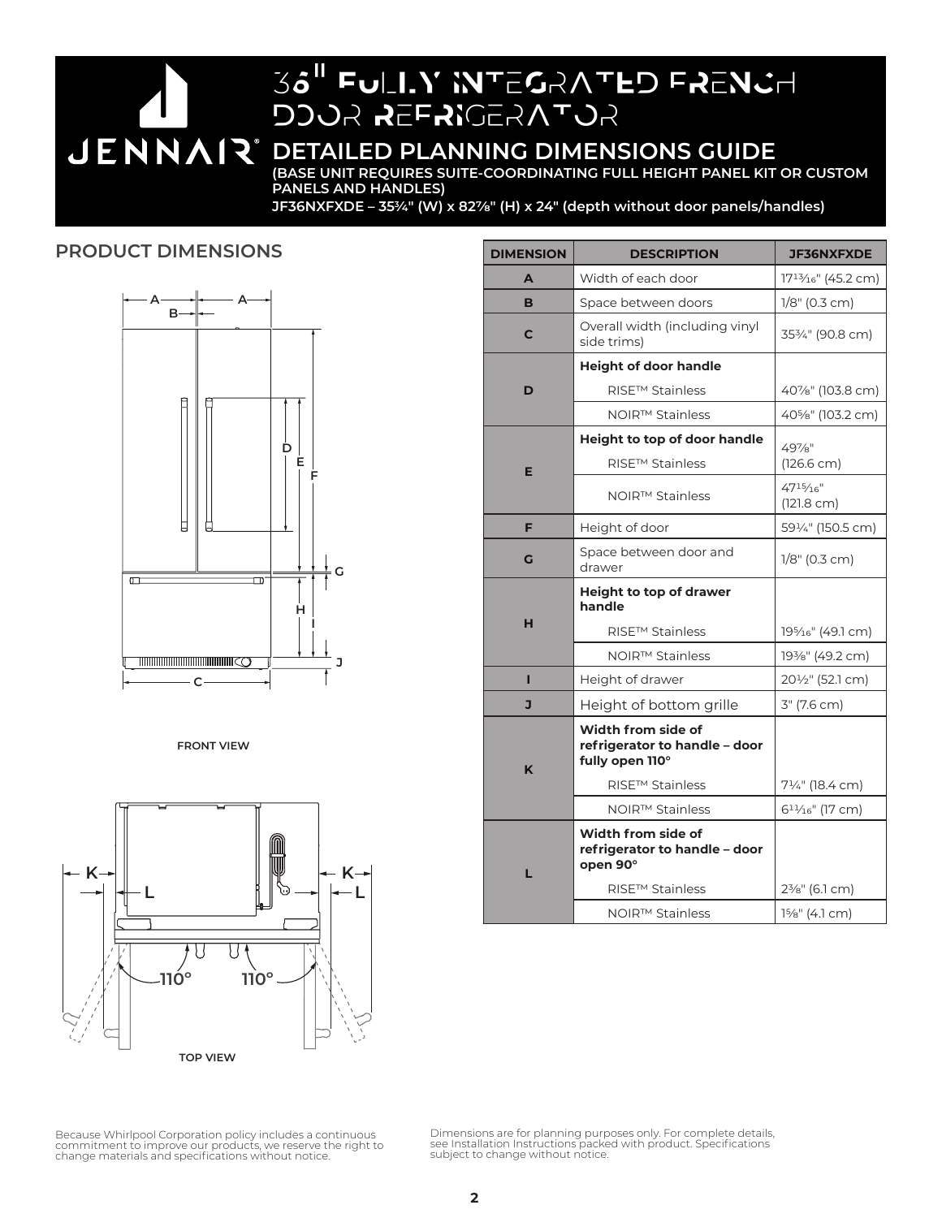# 36" FULLY INTEGRATED FRENCH DOOR REFRIGERATOR

## DETAILED PLANNING DIMENSIONS GUIDE

**(BASE UNIT REQUIRES SUITE-COORDINATING FULL HEIGHT PANEL KIT OR CUSTOM PANELS AND HANDLES)**

**JF36NXFXDE – 35¾" (W) x 82⅞" (H) x 24" (depth without door panels/handles)**

## PRODUCT DIMENSIONS

FRONT VIEW

TOP VIEW

| DIMENSION | DESCRIPTION | JF36NXFXDE |
|---|---|---|
| A | Width of each door | 17¹³⁄₁₆" (45.2 cm) |
| B | Space between doors | 1/8" (0.3 cm) |
| C | Overall width (including vinyl side trims) | 35¾" (90.8 cm) |
| D | **Height of door handle** | |
| | RISE™ Stainless | 40⅞" (103.8 cm) |
| | NOIR™ Stainless | 40⅝" (103.2 cm) |
| E | **Height to top of door handle** | |
| | RISE™ Stainless | 49⅞" (126.6 cm) |
| | NOIR™ Stainless | 47¹⁵⁄₁₆" (121.8 cm) |
| F | Height of door | 59¼" (150.5 cm) |
| G | Space between door and drawer | 1/8" (0.3 cm) |
| H | **Height to top of drawer handle** | |
| | RISE™ Stainless | 19⁵⁄₁₆" (49.1 cm) |
| | NOIR™ Stainless | 19⅜" (49.2 cm) |
| I | Height of drawer | 20½" (52.1 cm) |
| J | Height of bottom grille | 3" (7.6 cm) |
| K | **Width from side of refrigerator to handle – door fully open 110°** | |
| | RISE™ Stainless | 7¼" (18.4 cm) |
| | NOIR™ Stainless | 6¹¹⁄₁₆" (17 cm) |
| L | **Width from side of refrigerator to handle – door open 90°** | |
| | RISE™ Stainless | 2⅜" (6.1 cm) |
| | NOIR™ Stainless | 1⅝" (4.1 cm) |

Because Whirlpool Corporation policy includes a continuous commitment to improve our products, we reserve the right to change materials and specifications without notice.

Dimensions are for planning purposes only. For complete details, see Installation Instructions packed with product. Specifications subject to change without notice.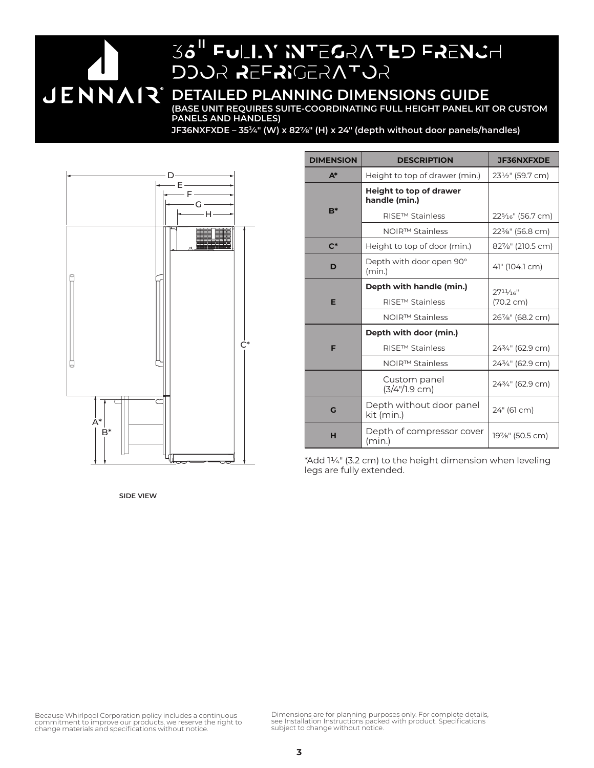# 36" FULLY INTEGRATED FRENCH DOOR REFRIGERATOR

## DETAILED PLANNING DIMENSIONS GUIDE

**(BASE UNIT REQUIRES SUITE-COORDINATING FULL HEIGHT PANEL KIT OR CUSTOM PANELS AND HANDLES)**

**JF36NXFXDE – 35¾" (W) x 82⅞" (H) x 24" (depth without door panels/handles)**

SIDE VIEW

| DIMENSION | DESCRIPTION | JF36NXFXDE |
|---|---|---|
| A* | Height to top of drawer (min.) | 23½" (59.7 cm) |
| B* | **Height to top of drawer handle (min.)** | |
| | RISE™ Stainless | 22⁵⁄₁₆" (56.7 cm) |
| | NOIR™ Stainless | 22⅜" (56.8 cm) |
| C* | Height to top of door (min.) | 82⅞" (210.5 cm) |
| D | Depth with door open 90° (min.) | 41" (104.1 cm) |
| E | **Depth with handle (min.)** | |
| | RISE™ Stainless | 27¹¹⁄₁₆" (70.2 cm) |
| | NOIR™ Stainless | 26⅞" (68.2 cm) |
| F | **Depth with door (min.)** | |
| | RISE™ Stainless | 24¾" (62.9 cm) |
| | NOIR™ Stainless | 24¾" (62.9 cm) |
| | Custom panel (3/4"/1.9 cm) | 24¾" (62.9 cm) |
| G | Depth without door panel kit (min.) | 24" (61 cm) |
| H | Depth of compressor cover (min.) | 19⅞" (50.5 cm) |

*Add 1¼" (3.2 cm) to the height dimension when leveling legs are fully extended.

Because Whirlpool Corporation policy includes a continuous commitment to improve our products, we reserve the right to change materials and specifications without notice.

Dimensions are for planning purposes only. For complete details, see Installation Instructions packed with product. Specifications subject to change without notice.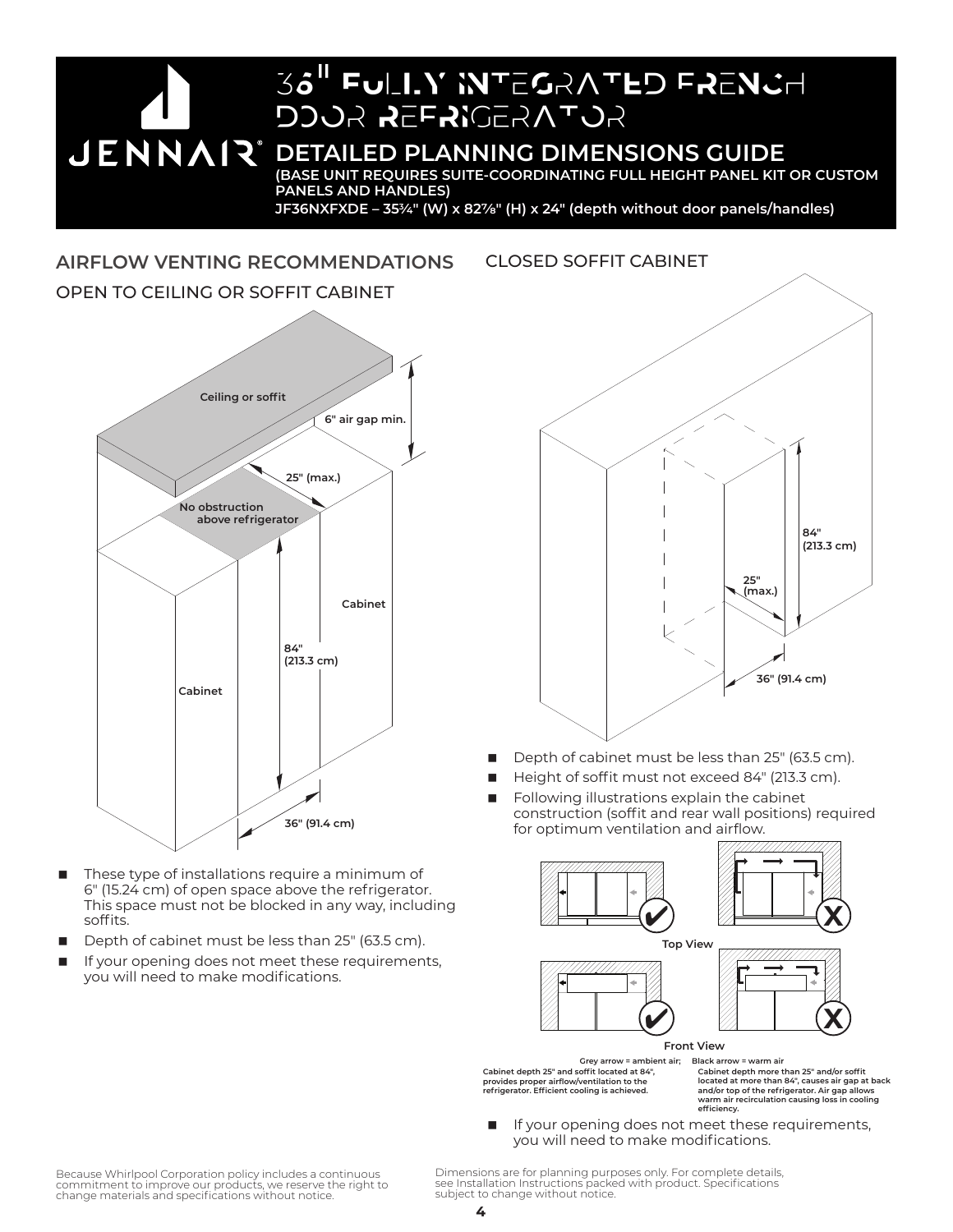# 36" FULLY INTEGRATED FRENCH DOOR REFRIGERATOR

## DETAILED PLANNING DIMENSIONS GUIDE

**(BASE UNIT REQUIRES SUITE-COORDINATING FULL HEIGHT PANEL KIT OR CUSTOM PANELS AND HANDLES)**

**JF36NXFXDE – 35¾" (W) x 82⅞" (H) x 24" (depth without door panels/handles)**

## AIRFLOW VENTING RECOMMENDATIONS

### OPEN TO CEILING OR SOFFIT CABINET

Ceiling or soffit

6" air gap min.

25" (max.)

No obstruction above refrigerator

Cabinet

84" (213.3 cm)

Cabinet

36" (91.4 cm)

- These type of installations require a minimum of 6" (15.24 cm) of open space above the refrigerator. This space must not be blocked in any way, including soffits.
- Depth of cabinet must be less than 25" (63.5 cm).
- If your opening does not meet these requirements, you will need to make modifications.

### CLOSED SOFFIT CABINET

84" (213.3 cm)

25" (max.)

36" (91.4 cm)

- Depth of cabinet must be less than 25" (63.5 cm).
- Height of soffit must not exceed 84" (213.3 cm).
- Following illustrations explain the cabinet construction (soffit and rear wall positions) required for optimum ventilation and airflow.

Top View

Front View

Grey arrow = ambient air; Black arrow = warm air

Cabinet depth 25" and soffit located at 84", provides proper airflow/ventilation to the refrigerator. Efficient cooling is achieved.

Cabinet depth more than 25" and/or soffit located at more than 84", causes air gap at back and/or top of the refrigerator. Air gap allows warm air recirculation causing loss in cooling efficiency.

- If your opening does not meet these requirements, you will need to make modifications.

Because Whirlpool Corporation policy includes a continuous commitment to improve our products, we reserve the right to change materials and specifications without notice.

Dimensions are for planning purposes only. For complete details, see Installation Instructions packed with product. Specifications subject to change without notice.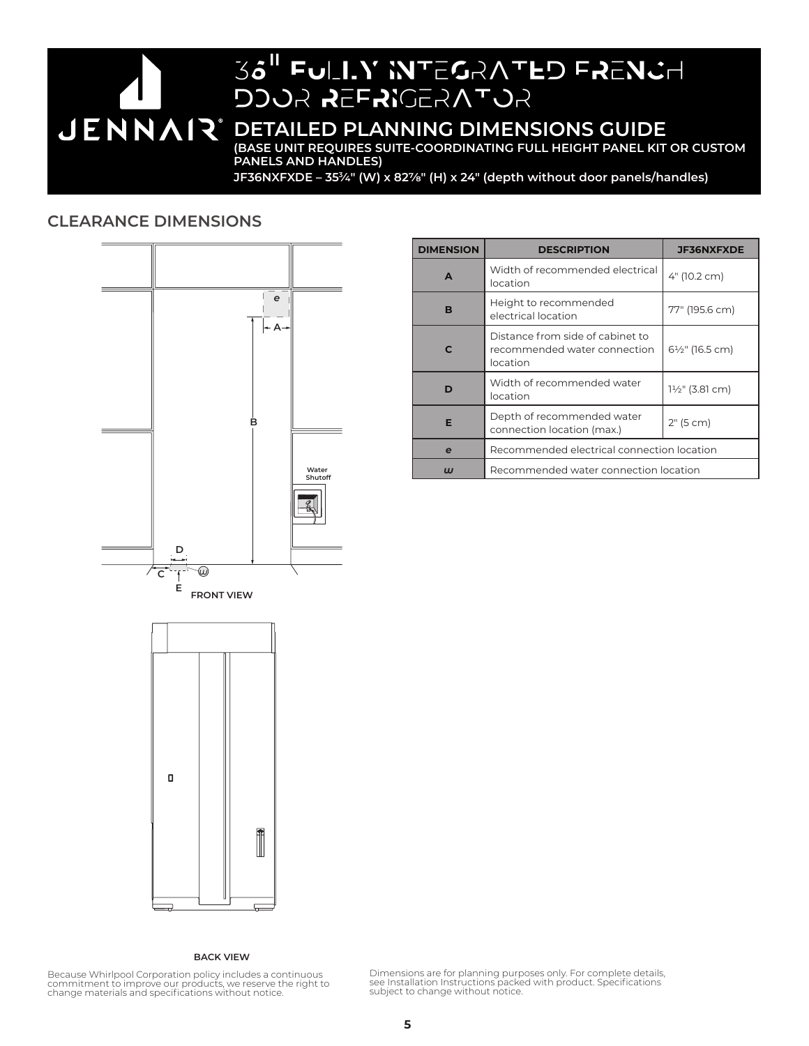# 36" FULLY INTEGRATED FRENCH DOOR REFRIGERATOR

## DETAILED PLANNING DIMENSIONS GUIDE

**(BASE UNIT REQUIRES SUITE-COORDINATING FULL HEIGHT PANEL KIT OR CUSTOM PANELS AND HANDLES)**

**JF36NXFXDE – 35¾" (W) x 82⅞" (H) x 24" (depth without door panels/handles)**

## CLEARANCE DIMENSIONS

FRONT VIEW

BACK VIEW

| DIMENSION | DESCRIPTION | JF36NXFXDE |
|---|---|---|
| A | Width of recommended electrical location | 4" (10.2 cm) |
| B | Height to recommended electrical location | 77" (195.6 cm) |
| C | Distance from side of cabinet to recommended water connection location | 6½" (16.5 cm) |
| D | Width of recommended water location | 1½" (3.81 cm) |
| E | Depth of recommended water connection location (max.) | 2" (5 cm) |
| *e* | Recommended electrical connection location | |
| *w* | Recommended water connection location | |

Because Whirlpool Corporation policy includes a continuous commitment to improve our products, we reserve the right to change materials and specifications without notice.

Dimensions are for planning purposes only. For complete details, see Installation Instructions packed with product. Specifications subject to change without notice.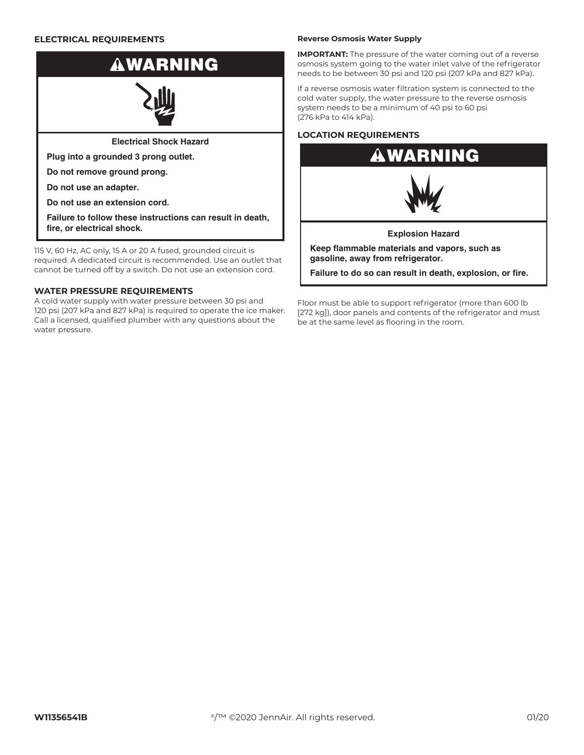## ELECTRICAL REQUIREMENTS

**⚠WARNING**

**Electrical Shock Hazard**

**Plug into a grounded 3 prong outlet.**

**Do not remove ground prong.**

**Do not use an adapter.**

**Do not use an extension cord.**

**Failure to follow these instructions can result in death, fire, or electrical shock.**

115 V, 60 Hz, AC only, 15 A or 20 A fused, grounded circuit is required. A dedicated circuit is recommended. Use an outlet that cannot be turned off by a switch. Do not use an extension cord.

## WATER PRESSURE REQUIREMENTS

A cold water supply with water pressure between 30 psi and 120 psi (207 kPa and 827 kPa) is required to operate the ice maker. Call a licensed, qualified plumber with any questions about the water pressure.

### Reverse Osmosis Water Supply

**IMPORTANT:** The pressure of the water coming out of a reverse osmosis system going to the water inlet valve of the refrigerator needs to be between 30 psi and 120 psi (207 kPa and 827 kPa).

If a reverse osmosis water filtration system is connected to the cold water supply, the water pressure to the reverse osmosis system needs to be a minimum of 40 psi to 60 psi (276 kPa to 414 kPa).

## LOCATION REQUIREMENTS

**⚠WARNING**

**Explosion Hazard**

**Keep flammable materials and vapors, such as gasoline, away from refrigerator.**

**Failure to do so can result in death, explosion, or fire.**

Floor must be able to support refrigerator (more than 600 lb [272 kg]), door panels and contents of the refrigerator and must be at the same level as flooring in the room.

W11356541B ®/™ ©2020 JennAir. All rights reserved. 01/20